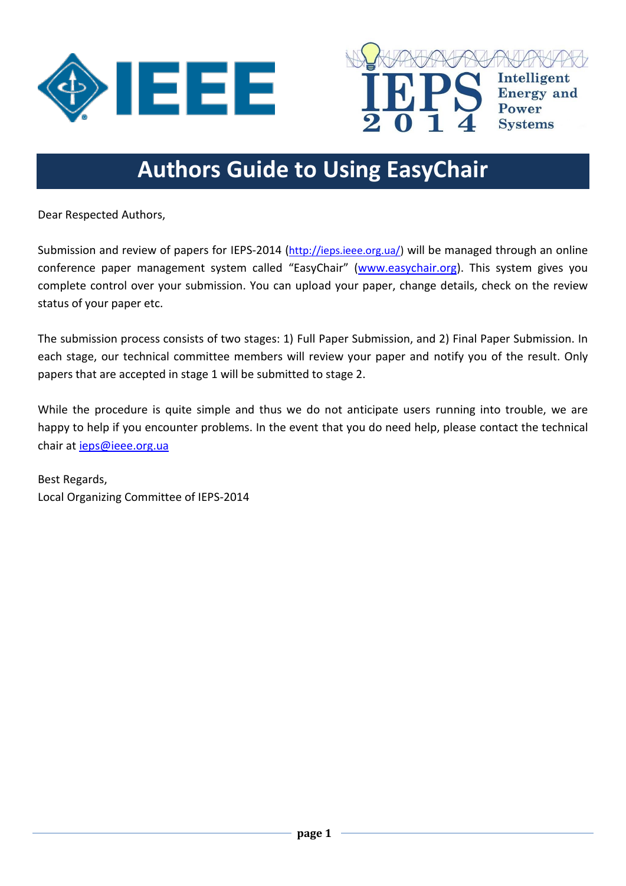# Authors Guide to Using EasyChair

Dear Respected Authors,

Submission and review of papers for IEPS-2014 (http://ieps.ieee.org.ua/) will be managed through an online conference paper management system called "EasyChair" (www.easychair.org). This system gives you complete control over your submission. You can upload your paper, change details, check on the review status of your paper etc.

The submission process consists of two stages: 1) Full Paper Submission, and 2) Final Paper Submission. In each stage, our technical committee members will review your paper and notify you of the result. Only papers that are accepted in stage 1 will be submitted to stage 2.

While the procedure is quite simple and thus we do not anticipate users running into trouble, we are happy to help if you encounter problems. In the event that you do need help, please contact the technical chair at ieps@ieee.org.ua

Best Regards,
Local Organizing Committee of IEPS-2014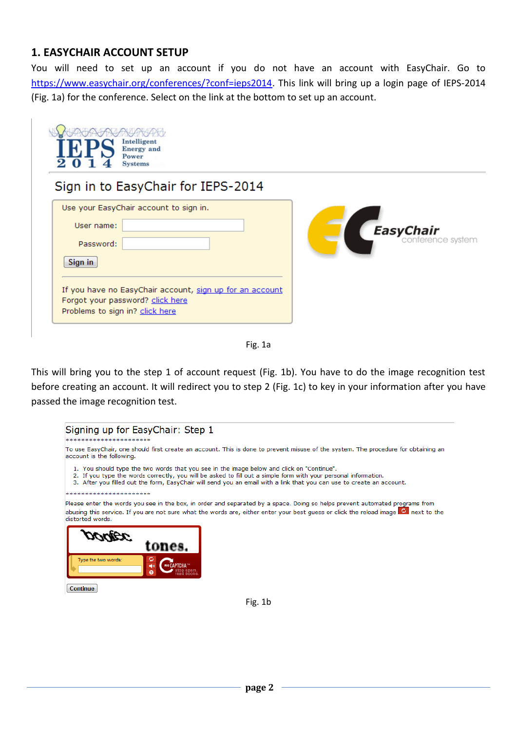## 1. EASYCHAIR ACCOUNT SETUP

You will need to set up an account if you do not have an account with EasyChair. Go to https://www.easychair.org/conferences/?conf=ieps2014. This link will bring up a login page of IEPS-2014 (Fig. 1a) for the conference. Select on the link at the bottom to set up an account.

Fig. 1a

This will bring you to the step 1 of account request (Fig. 1b). You have to do the image recognition test before creating an account. It will redirect you to step 2 (Fig. 1c) to key in your information after you have passed the image recognition test.

Fig. 1b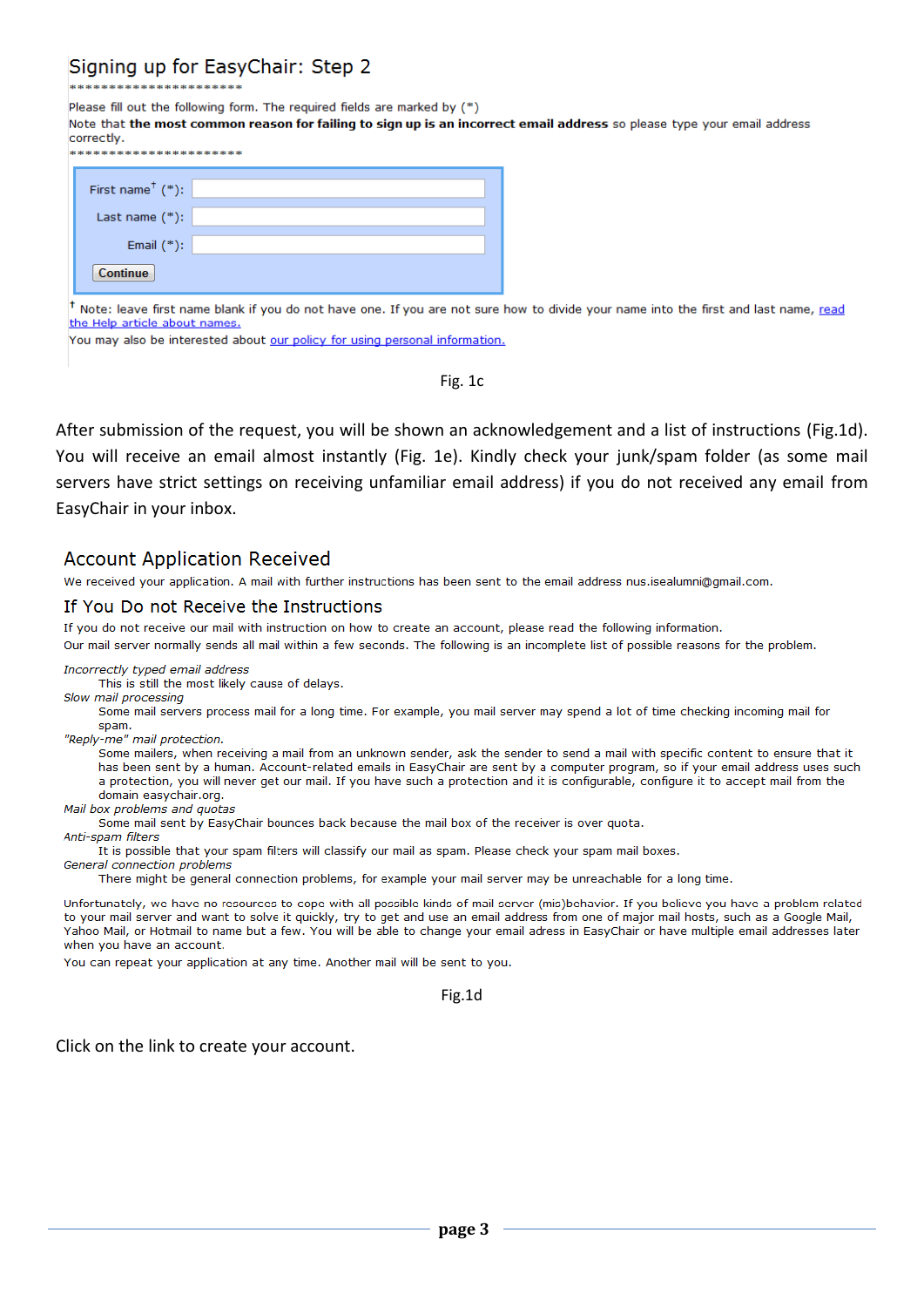## Signing up for EasyChair: Step 2

************************

Please fill out the following form. The required fields are marked by (*)

Note that **the most common reason for failing to sign up is an incorrect email address** so please type your email address correctly.

************************

First name[†] (*):

Last name (*):

Email (*):

Continue

[†] Note: leave first name blank if you do not have one. If you are not sure how to divide your name into the first and last name, read the Help article about names.

You may also be interested about our policy for using personal information.

Fig. 1c

After submission of the request, you will be shown an acknowledgement and a list of instructions (Fig.1d). You will receive an email almost instantly (Fig. 1e). Kindly check your junk/spam folder (as some mail servers have strict settings on receiving unfamiliar email address) if you do not received any email from EasyChair in your inbox.

## Account Application Received

We received your application. A mail with further instructions has been sent to the email address nus.isealumni@gmail.com.

### If You Do not Receive the Instructions

If you do not receive our mail with instruction on how to create an account, please read the following information.

Our mail server normally sends all mail within a few seconds. The following is an incomplete list of possible reasons for the problem.

*Incorrectly typed email address*
This is still the most likely cause of delays.

*Slow mail processing*
Some mail servers process mail for a long time. For example, you mail server may spend a lot of time checking incoming mail for spam.

*"Reply-me" mail protection.*
Some mailers, when receiving a mail from an unknown sender, ask the sender to send a mail with specific content to ensure that it has been sent by a human. Account-related emails in EasyChair are sent by a computer program, so if your email address uses such a protection, you will never get our mail. If you have such a protection and it is configurable, configure it to accept mail from the domain easychair.org.

*Mail box problems and quotas*
Some mail sent by EasyChair bounces back because the mail box of the receiver is over quota.

*Anti-spam filters*
It is possible that your spam filters will classify our mail as spam. Please check your spam mail boxes.

*General connection problems*
There might be general connection problems, for example your mail server may be unreachable for a long time.

Unfortunately, we have no resources to cope with all possible kinds of mail server (mis)behavior. If you believe you have a problem related to your mail server and want to solve it quickly, try to get and use an email address from one of major mail hosts, such as a Google Mail, Yahoo Mail, or Hotmail to name but a few. You will be able to change your email adress in EasyChair or have multiple email addresses later when you have an account.

You can repeat your application at any time. Another mail will be sent to you.

Fig.1d

Click on the link to create your account.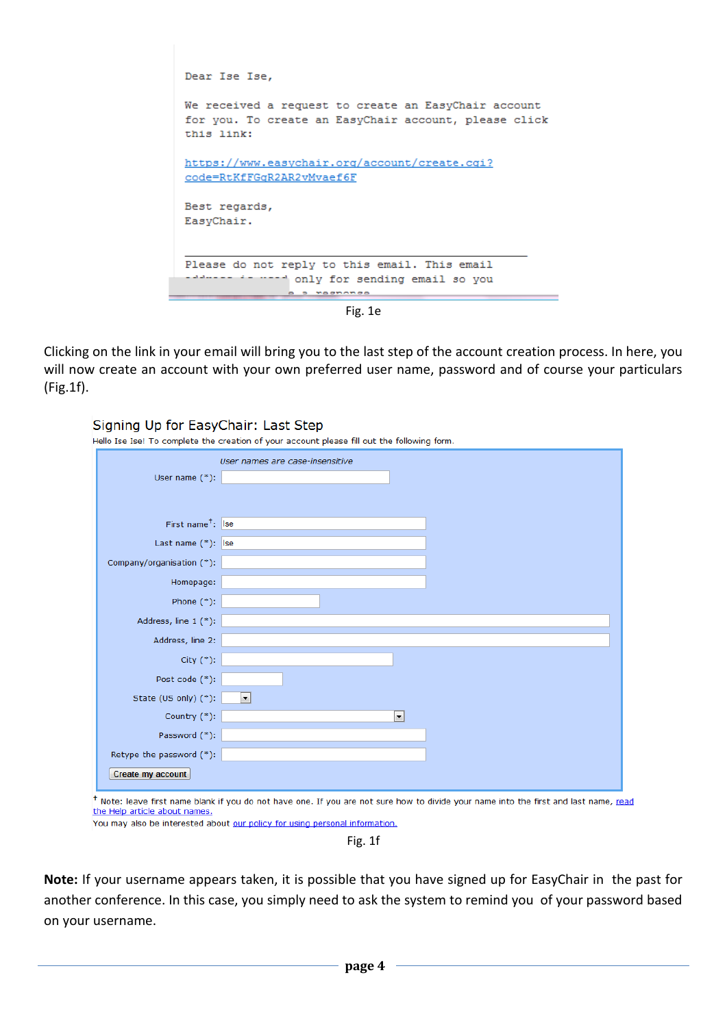Dear Ise Ise,

We received a request to create an EasyChair account for you. To create an EasyChair account, please click this link:

https://www.easychair.org/account/create.cgi?code=RtKfFGqR2AR2vMvaef6F

Best regards,
EasyChair.

Please do not reply to this email. This email address is used only for sending email so you

Fig. 1e

Clicking on the link in your email will bring you to the last step of the account creation process. In here, you will now create an account with your own preferred user name, password and of course your particulars (Fig.1f).

Signing Up for EasyChair: Last Step

Hello Ise Ise! To complete the creation of your account please fill out the following form.

*User names are case-insensitive*

| Field | Value |
|---|---|
| User name (*): | |
| First name†: | Ise |
| Last name (*): | Ise |
| Company/organisation (*): | |
| Homepage: | |
| Phone (*): | |
| Address, line 1 (*): | |
| Address, line 2: | |
| City (*): | |
| Post code (*): | |
| State (US only) (*): | |
| Country (*): | |
| Password (*): | |
| Retype the password (*): | |

Create my account

† Note: leave first name blank if you do not have one. If you are not sure how to divide your name into the first and last name, read the Help article about names.

You may also be interested about our policy for using personal information.

Fig. 1f

**Note:** If your username appears taken, it is possible that you have signed up for EasyChair in the past for another conference. In this case, you simply need to ask the system to remind you of your password based on your username.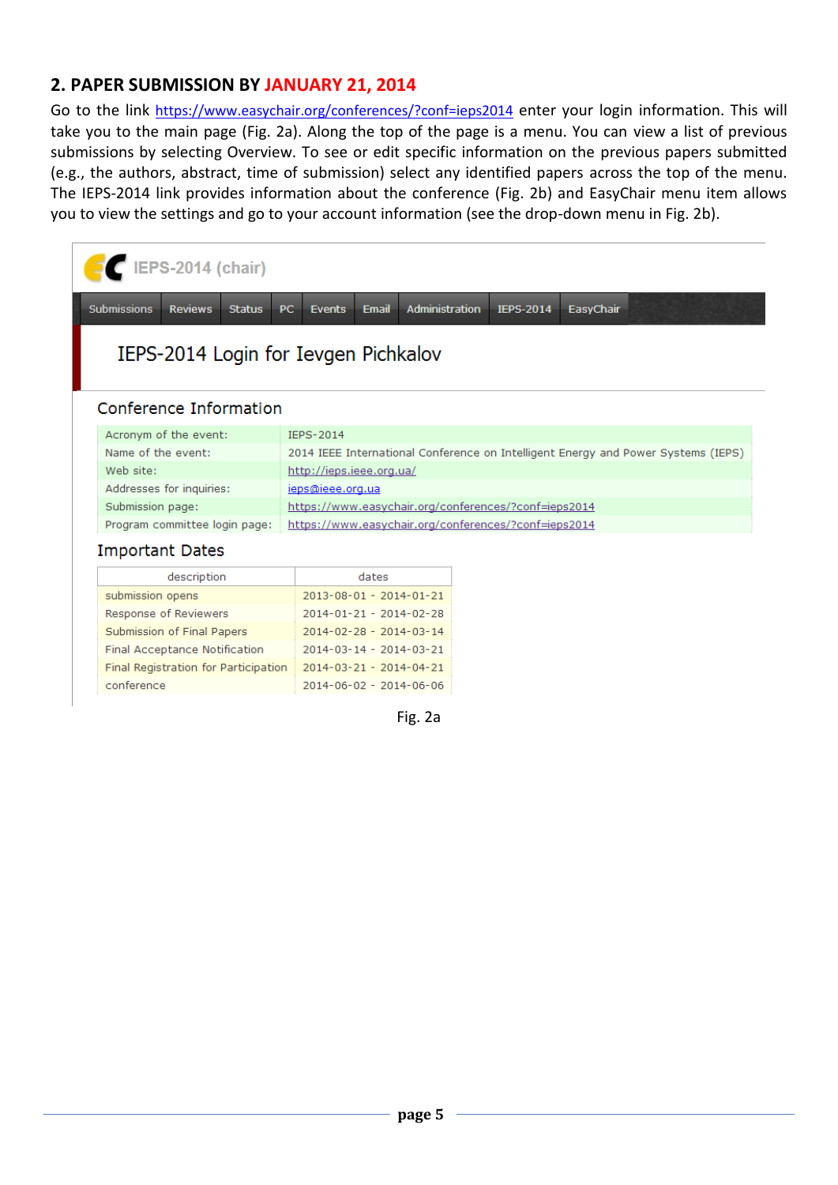## 2. PAPER SUBMISSION BY JANUARY 21, 2014

Go to the link https://www.easychair.org/conferences/?conf=ieps2014 enter your login information. This will take you to the main page (Fig. 2a). Along the top of the page is a menu. You can view a list of previous submissions by selecting Overview. To see or edit specific information on the previous papers submitted (e.g., the authors, abstract, time of submission) select any identified papers across the top of the menu. The IEPS-2014 link provides information about the conference (Fig. 2b) and EasyChair menu item allows you to view the settings and go to your account information (see the drop-down menu in Fig. 2b).

IEPS-2014 (chair)

Submissions | Reviews | Status | PC | Events | Email | Administration | IEPS-2014 | EasyChair

IEPS-2014 Login for Ievgen Pichkalov

Conference Information

| | |
|---|---|
| Acronym of the event: | IEPS-2014 |
| Name of the event: | 2014 IEEE International Conference on Intelligent Energy and Power Systems (IEPS) |
| Web site: | http://ieps.ieee.org.ua/ |
| Addresses for inquiries: | ieps@ieee.org.ua |
| Submission page: | https://www.easychair.org/conferences/?conf=ieps2014 |
| Program committee login page: | https://www.easychair.org/conferences/?conf=ieps2014 |

Important Dates

| description | dates |
|---|---|
| submission opens | 2013-08-01 - 2014-01-21 |
| Response of Reviewers | 2014-01-21 - 2014-02-28 |
| Submission of Final Papers | 2014-02-28 - 2014-03-14 |
| Final Acceptance Notification | 2014-03-14 - 2014-03-21 |
| Final Registration for Participation | 2014-03-21 - 2014-04-21 |
| conference | 2014-06-02 - 2014-06-06 |

Fig. 2a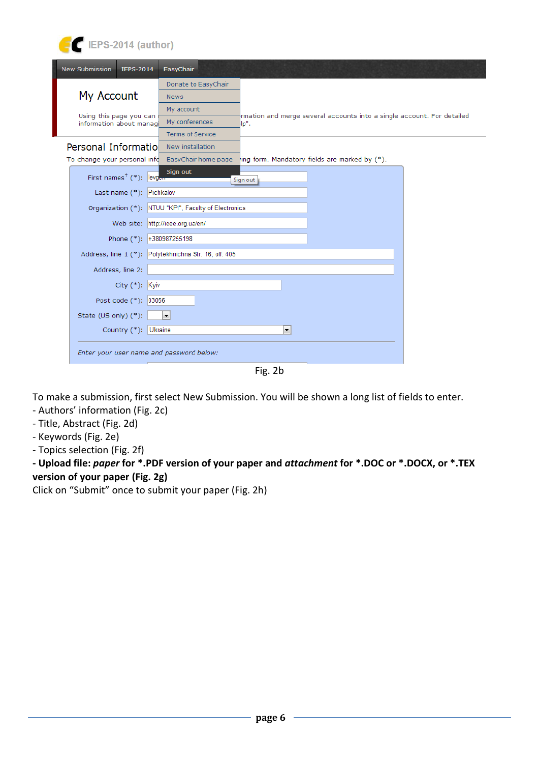Fig. 2b

To make a submission, first select New Submission. You will be shown a long list of fields to enter.

- Authors' information (Fig. 2c)
- Title, Abstract (Fig. 2d)
- Keywords (Fig. 2e)
- Topics selection (Fig. 2f)
- **Upload file: *paper* for *.PDF version of your paper and *attachment* for *.DOC or *.DOCX, or *.TEX version of your paper (Fig. 2g)**

Click on "Submit" once to submit your paper (Fig. 2h)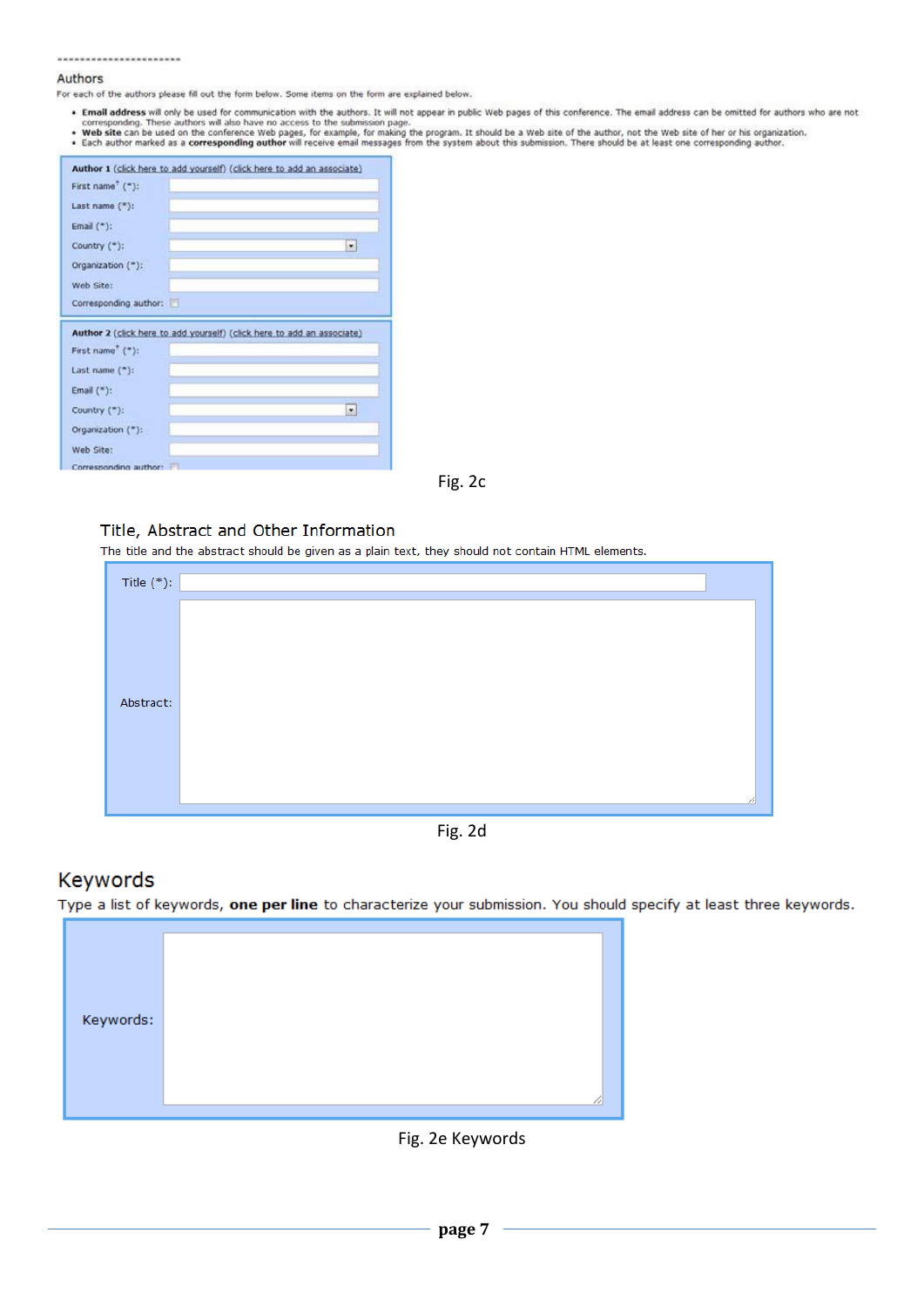----------------------

Authors

For each of the authors please fill out the form below. Some items on the form are explained below.

- **Email address** will only be used for communication with the authors. It will not appear in public Web pages of this conference. The email address can be omitted for authors who are not corresponding. These authors will also have no access to the submission page.
- **Web site** can be used on the conference Web pages, for example, for making the program. It should be a Web site of the author, not the Web site of her or his organization.
- Each author marked as a **corresponding author** will receive email messages from the system about this submission. There should be at least one corresponding author.

**Author 1** (click here to add yourself) (click here to add an associate)

First name[†] (*):

Last name (*):

Email (*):

Country (*):

Organization (*):

Web Site:

Corresponding author:

**Author 2** (click here to add yourself) (click here to add an associate)

First name[†] (*):

Last name (*):

Email (*):

Country (*):

Organization (*):

Web Site:

Corresponding author:

Fig. 2c

Title, Abstract and Other Information

The title and the abstract should be given as a plain text, they should not contain HTML elements.

Title (*):

Abstract:

Fig. 2d

Keywords

Type a list of keywords, **one per line** to characterize your submission. You should specify at least three keywords.

Keywords:

Fig. 2e Keywords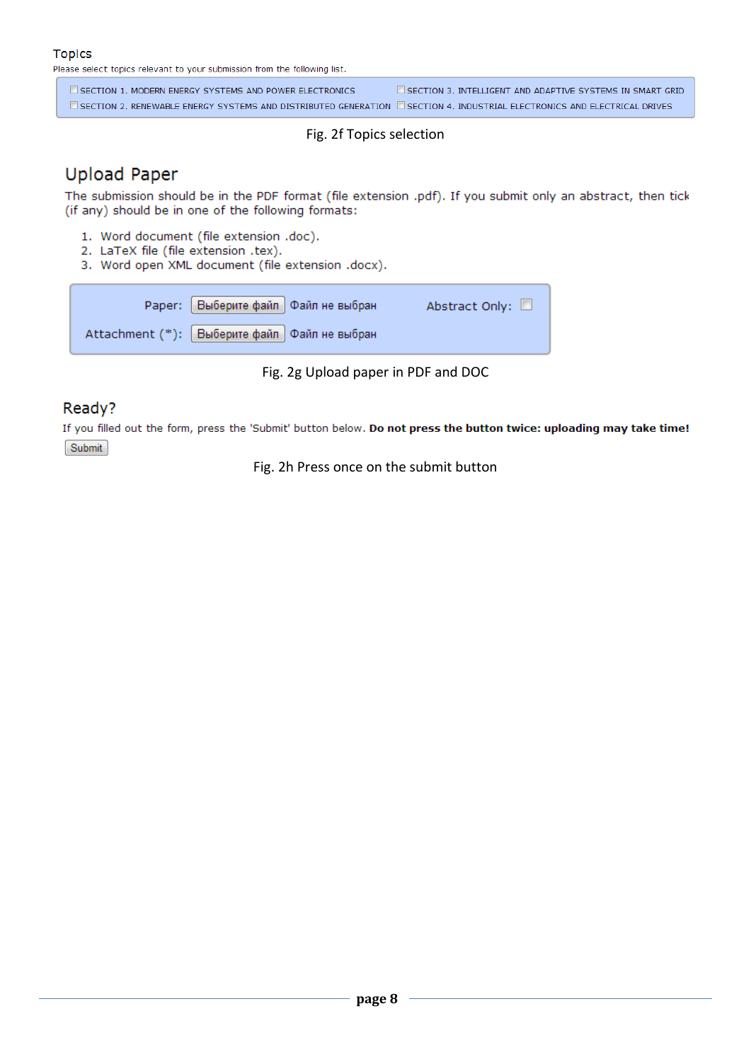Topics

Please select topics relevant to your submission from the following list.

- ☐ SECTION 1. MODERN ENERGY SYSTEMS AND POWER ELECTRONICS
- ☐ SECTION 3. INTELLIGENT AND ADAPTIVE SYSTEMS IN SMART GRID
- ☐ SECTION 2. RENEWABLE ENERGY SYSTEMS AND DISTRIBUTED GENERATION
- ☐ SECTION 4. INDUSTRIAL ELECTRONICS AND ELECTRICAL DRIVES

Fig. 2f Topics selection

## Upload Paper

The submission should be in the PDF format (file extension .pdf). If you submit only an abstract, then tick (if any) should be in one of the following formats:

1. Word document (file extension .doc).
2. LaTeX file (file extension .tex).
3. Word open XML document (file extension .docx).

Paper: Выберите файл Файл не выбран Abstract Only: ☐

Attachment (*): Выберите файл Файл не выбран

Fig. 2g Upload paper in PDF and DOC

## Ready?

If you filled out the form, press the 'Submit' button below. **Do not press the button twice: uploading may take time!**

Submit

Fig. 2h Press once on the submit button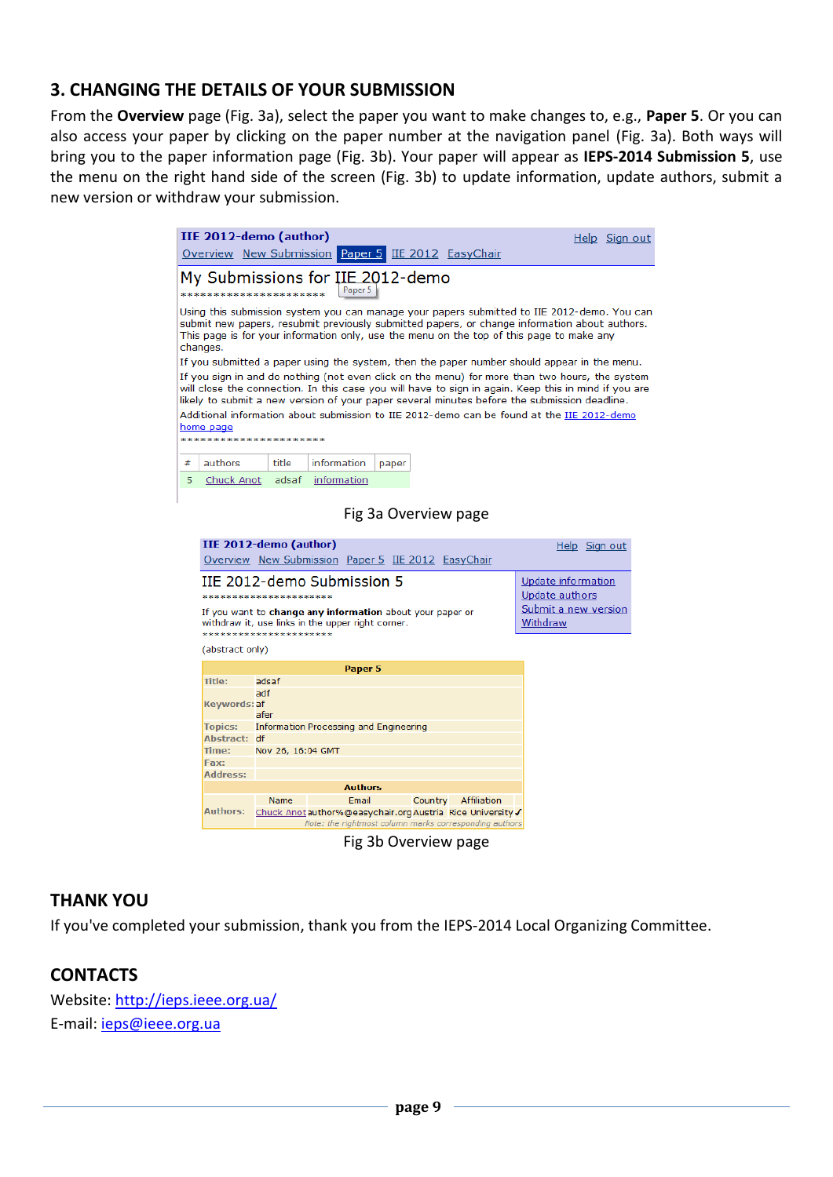## 3. CHANGING THE DETAILS OF YOUR SUBMISSION

From the **Overview** page (Fig. 3a), select the paper you want to make changes to, e.g., **Paper 5**. Or you can also access your paper by clicking on the paper number at the navigation panel (Fig. 3a). Both ways will bring you to the paper information page (Fig. 3b). Your paper will appear as **IEPS-2014 Submission 5**, use the menu on the right hand side of the screen (Fig. 3b) to update information, update authors, submit a new version or withdraw your submission.

Fig 3a Overview page

Fig 3b Overview page

## THANK YOU

If you've completed your submission, thank you from the IEPS-2014 Local Organizing Committee.

## CONTACTS

Website: http://ieps.ieee.org.ua/

E-mail: ieps@ieee.org.ua